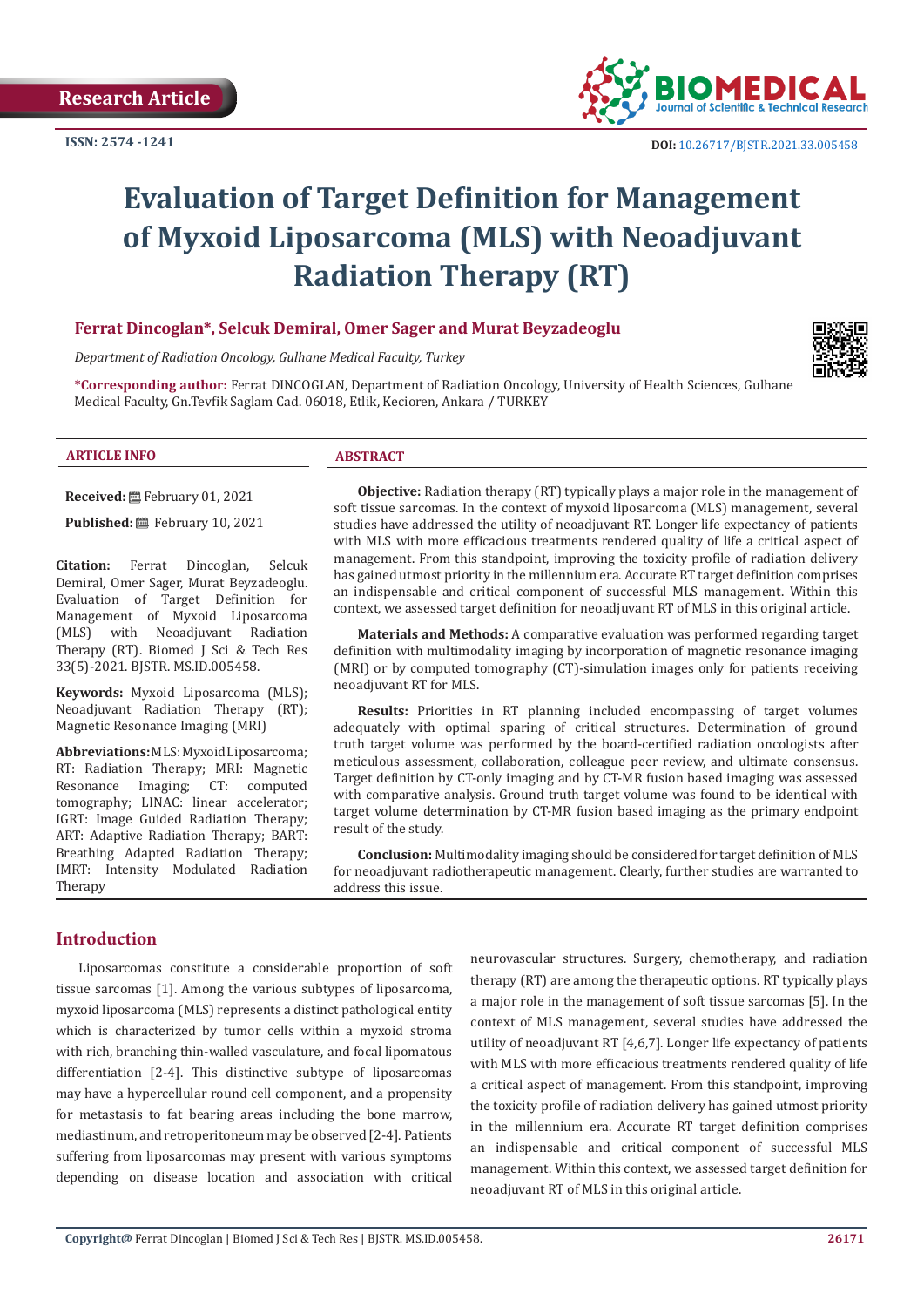Research Article

ISSN: 2574 -1241

DOI: 10.26717/BJSTR.2021.33.005458

# Evaluation of Target Definition for Management of Myxoid Liposarcoma (MLS) with Neoadjuvant Radiation Therapy (RT)

**Ferrat Dincoglan*, Selcuk Demiral, Omer Sager and Murat Beyzadeoglu**

*Department of Radiation Oncology, Gulhane Medical Faculty, Turkey*

**\*Corresponding author:** Ferrat DINCOGLAN, Department of Radiation Oncology, University of Health Sciences, Gulhane Medical Faculty, Gn.Tevfik Saglam Cad. 06018, Etlik, Kecioren, Ankara / TURKEY

### ARTICLE INFO

**Received:** February 01, 2021

**Published:** February 10, 2021

**Citation:** Ferrat Dincoglan, Selcuk Demiral, Omer Sager, Murat Beyzadeoglu. Evaluation of Target Definition for Management of Myxoid Liposarcoma (MLS) with Neoadjuvant Radiation Therapy (RT). Biomed J Sci & Tech Res 33(5)-2021. BJSTR. MS.ID.005458.

**Keywords:** Myxoid Liposarcoma (MLS); Neoadjuvant Radiation Therapy (RT); Magnetic Resonance Imaging (MRI)

**Abbreviations:** MLS: Myxoid Liposarcoma; RT: Radiation Therapy; MRI: Magnetic Resonance Imaging; CT: computed tomography; LINAC: linear accelerator; IGRT: Image Guided Radiation Therapy; ART: Adaptive Radiation Therapy; BART: Breathing Adapted Radiation Therapy; IMRT: Intensity Modulated Radiation Therapy

### ABSTRACT

**Objective:** Radiation therapy (RT) typically plays a major role in the management of soft tissue sarcomas. In the context of myxoid liposarcoma (MLS) management, several studies have addressed the utility of neoadjuvant RT. Longer life expectancy of patients with MLS with more efficacious treatments rendered quality of life a critical aspect of management. From this standpoint, improving the toxicity profile of radiation delivery has gained utmost priority in the millennium era. Accurate RT target definition comprises an indispensable and critical component of successful MLS management. Within this context, we assessed target definition for neoadjuvant RT of MLS in this original article.

**Materials and Methods:** A comparative evaluation was performed regarding target definition with multimodality imaging by incorporation of magnetic resonance imaging (MRI) or by computed tomography (CT)-simulation images only for patients receiving neoadjuvant RT for MLS.

**Results:** Priorities in RT planning included encompassing of target volumes adequately with optimal sparing of critical structures. Determination of ground truth target volume was performed by the board-certified radiation oncologists after meticulous assessment, collaboration, colleague peer review, and ultimate consensus. Target definition by CT-only imaging and by CT-MR fusion based imaging was assessed with comparative analysis. Ground truth target volume was found to be identical with target volume determination by CT-MR fusion based imaging as the primary endpoint result of the study.

**Conclusion:** Multimodality imaging should be considered for target definition of MLS for neoadjuvant radiotherapeutic management. Clearly, further studies are warranted to address this issue.

## Introduction

Liposarcomas constitute a considerable proportion of soft tissue sarcomas [1]. Among the various subtypes of liposarcoma, myxoid liposarcoma (MLS) represents a distinct pathological entity which is characterized by tumor cells within a myxoid stroma with rich, branching thin-walled vasculature, and focal lipomatous differentiation [2-4]. This distinctive subtype of liposarcomas may have a hypercellular round cell component, and a propensity for metastasis to fat bearing areas including the bone marrow, mediastinum, and retroperitoneum may be observed [2-4]. Patients suffering from liposarcomas may present with various symptoms depending on disease location and association with critical neurovascular structures. Surgery, chemotherapy, and radiation therapy (RT) are among the therapeutic options. RT typically plays a major role in the management of soft tissue sarcomas [5]. In the context of MLS management, several studies have addressed the utility of neoadjuvant RT [4,6,7]. Longer life expectancy of patients with MLS with more efficacious treatments rendered quality of life a critical aspect of management. From this standpoint, improving the toxicity profile of radiation delivery has gained utmost priority in the millennium era. Accurate RT target definition comprises an indispensable and critical component of successful MLS management. Within this context, we assessed target definition for neoadjuvant RT of MLS in this original article.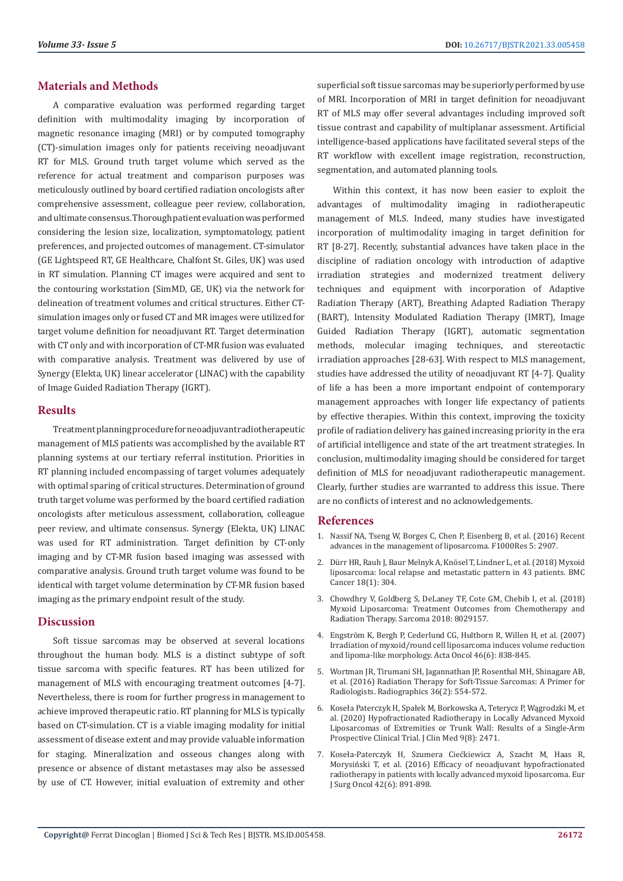## Materials and Methods

A comparative evaluation was performed regarding target definition with multimodality imaging by incorporation of magnetic resonance imaging (MRI) or by computed tomography (CT)-simulation images only for patients receiving neoadjuvant RT for MLS. Ground truth target volume which served as the reference for actual treatment and comparison purposes was meticulously outlined by board certified radiation oncologists after comprehensive assessment, colleague peer review, collaboration, and ultimate consensus. Thorough patient evaluation was performed considering the lesion size, localization, symptomatology, patient preferences, and projected outcomes of management. CT-simulator (GE Lightspeed RT, GE Healthcare, Chalfont St. Giles, UK) was used in RT simulation. Planning CT images were acquired and sent to the contouring workstation (SimMD, GE, UK) via the network for delineation of treatment volumes and critical structures. Either CT-simulation images only or fused CT and MR images were utilized for target volume definition for neoadjuvant RT. Target determination with CT only and with incorporation of CT-MR fusion was evaluated with comparative analysis. Treatment was delivered by use of Synergy (Elekta, UK) linear accelerator (LINAC) with the capability of Image Guided Radiation Therapy (IGRT).

## Results

Treatment planning procedure for neoadjuvant radiotherapeutic management of MLS patients was accomplished by the available RT planning systems at our tertiary referral institution. Priorities in RT planning included encompassing of target volumes adequately with optimal sparing of critical structures. Determination of ground truth target volume was performed by the board certified radiation oncologists after meticulous assessment, collaboration, colleague peer review, and ultimate consensus. Synergy (Elekta, UK) LINAC was used for RT administration. Target definition by CT-only imaging and by CT-MR fusion based imaging was assessed with comparative analysis. Ground truth target volume was found to be identical with target volume determination by CT-MR fusion based imaging as the primary endpoint result of the study.

## Discussion

Soft tissue sarcomas may be observed at several locations throughout the human body. MLS is a distinct subtype of soft tissue sarcoma with specific features. RT has been utilized for management of MLS with encouraging treatment outcomes [4-7]. Nevertheless, there is room for further progress in management to achieve improved therapeutic ratio. RT planning for MLS is typically based on CT-simulation. CT is a viable imaging modality for initial assessment of disease extent and may provide valuable information for staging. Mineralization and osseous changes along with presence or absence of distant metastases may also be assessed by use of CT. However, initial evaluation of extremity and other superficial soft tissue sarcomas may be superiorly performed by use of MRI. Incorporation of MRI in target definition for neoadjuvant RT of MLS may offer several advantages including improved soft tissue contrast and capability of multiplanar assessment. Artificial intelligence-based applications have facilitated several steps of the RT workflow with excellent image registration, reconstruction, segmentation, and automated planning tools.

Within this context, it has now been easier to exploit the advantages of multimodality imaging in radiotherapeutic management of MLS. Indeed, many studies have investigated incorporation of multimodality imaging in target definition for RT [8-27]. Recently, substantial advances have taken place in the discipline of radiation oncology with introduction of adaptive irradiation strategies and modernized treatment delivery techniques and equipment with incorporation of Adaptive Radiation Therapy (ART), Breathing Adapted Radiation Therapy (BART), Intensity Modulated Radiation Therapy (IMRT), Image Guided Radiation Therapy (IGRT), automatic segmentation methods, molecular imaging techniques, and stereotactic irradiation approaches [28-63]. With respect to MLS management, studies have addressed the utility of neoadjuvant RT [4-7]. Quality of life a has been a more important endpoint of contemporary management approaches with longer life expectancy of patients by effective therapies. Within this context, improving the toxicity profile of radiation delivery has gained increasing priority in the era of artificial intelligence and state of the art treatment strategies. In conclusion, multimodality imaging should be considered for target definition of MLS for neoadjuvant radiotherapeutic management. Clearly, further studies are warranted to address this issue. There are no conflicts of interest and no acknowledgements.

## References

1. Nassif NA, Tseng W, Borges C, Chen P, Eisenberg B, et al. (2016) Recent advances in the management of liposarcoma. F1000Res 5: 2907.
2. Dürr HR, Rauh J, Baur Melnyk A, Knösel T, Lindner L, et al. (2018) Myxoid liposarcoma: local relapse and metastatic pattern in 43 patients. BMC Cancer 18(1): 304.
3. Chowdhry V, Goldberg S, DeLaney TF, Cote GM, Chebib I, et al. (2018) Myxoid Liposarcoma: Treatment Outcomes from Chemotherapy and Radiation Therapy. Sarcoma 2018: 8029157.
4. Engström K, Bergh P, Cederlund CG, Hultborn R, Willen H, et al. (2007) Irradiation of myxoid/round cell liposarcoma induces volume reduction and lipoma-like morphology. Acta Oncol 46(6): 838-845.
5. Wortman JR, Tirumani SH, Jagannathan JP, Rosenthal MH, Shinagare AB, et al. (2016) Radiation Therapy for Soft-Tissue Sarcomas: A Primer for Radiologists. Radiographics 36(2): 554-572.
6. Koseła Paterczyk H, Spałek M, Borkowska A, Teterycz P, Wągrodzki M, et al. (2020) Hypofractionated Radiotherapy in Locally Advanced Myxoid Liposarcomas of Extremities or Trunk Wall: Results of a Single-Arm Prospective Clinical Trial. J Clin Med 9(8): 2471.
7. Koseła-Paterczyk H, Szumera Ciećkiewicz A, Szacht M, Haas R, Morysiński T, et al. (2016) Efficacy of neoadjuvant hypofractionated radiotherapy in patients with locally advanced myxoid liposarcoma. Eur J Surg Oncol 42(6): 891-898.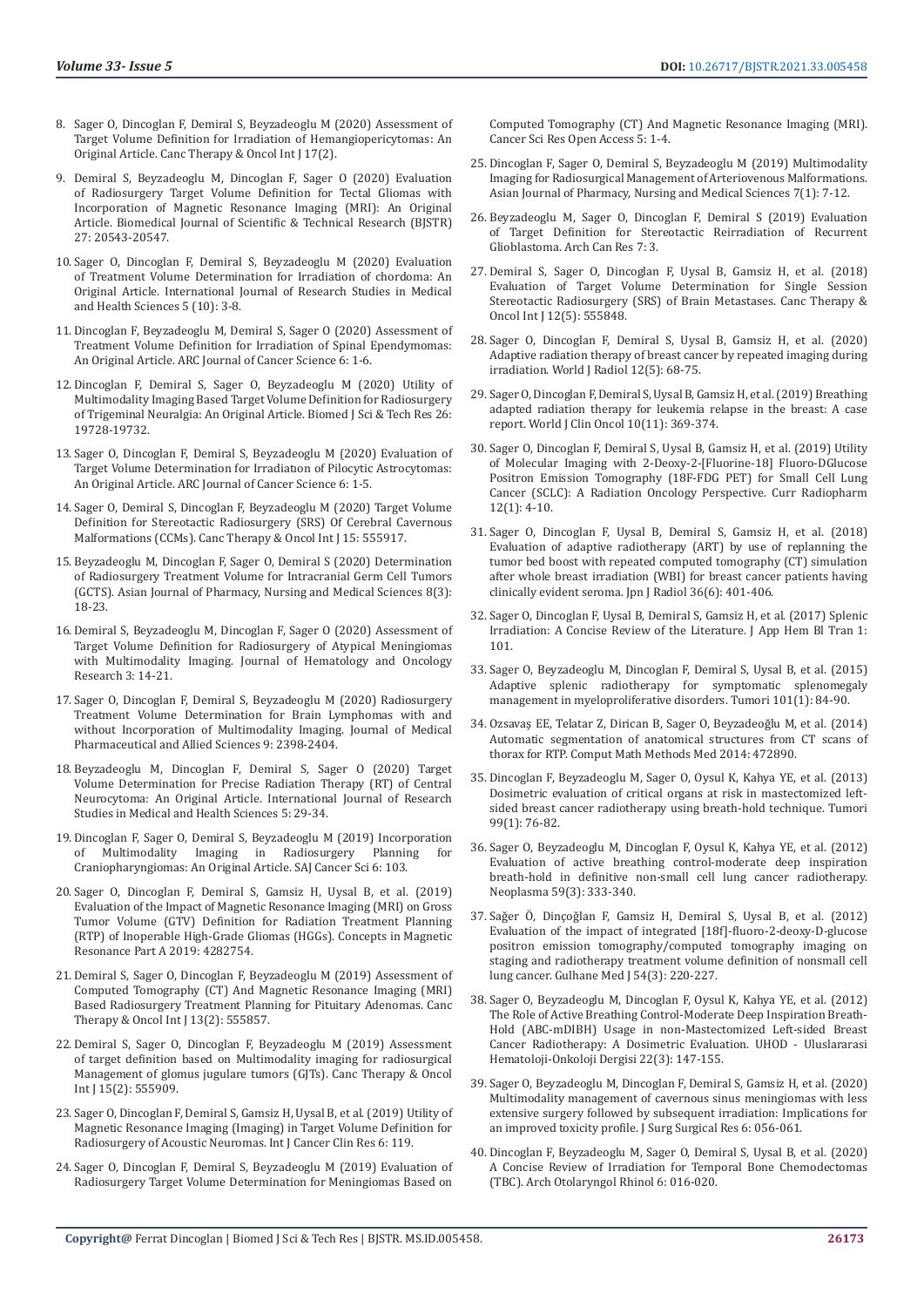8. Sager O, Dincoglan F, Demiral S, Beyzadeoglu M (2020) Assessment of Target Volume Definition for Irradiation of Hemangiopericytomas: An Original Article. Canc Therapy & Oncol Int J 17(2).

9. Demiral S, Beyzadeoglu M, Dincoglan F, Sager O (2020) Evaluation of Radiosurgery Target Volume Definition for Tectal Gliomas with Incorporation of Magnetic Resonance Imaging (MRI): An Original Article. Biomedical Journal of Scientific & Technical Research (BJSTR) 27: 20543-20547.

10. Sager O, Dincoglan F, Demiral S, Beyzadeoglu M (2020) Evaluation of Treatment Volume Determination for Irradiation of chordoma: An Original Article. International Journal of Research Studies in Medical and Health Sciences 5 (10): 3-8.

11. Dincoglan F, Beyzadeoglu M, Demiral S, Sager O (2020) Assessment of Treatment Volume Definition for Irradiation of Spinal Ependymomas: An Original Article. ARC Journal of Cancer Science 6: 1-6.

12. Dincoglan F, Demiral S, Sager O, Beyzadeoglu M (2020) Utility of Multimodality Imaging Based Target Volume Definition for Radiosurgery of Trigeminal Neuralgia: An Original Article. Biomed J Sci & Tech Res 26: 19728-19732.

13. Sager O, Dincoglan F, Demiral S, Beyzadeoglu M (2020) Evaluation of Target Volume Determination for Irradiation of Pilocytic Astrocytomas: An Original Article. ARC Journal of Cancer Science 6: 1-5.

14. Sager O, Demiral S, Dincoglan F, Beyzadeoglu M (2020) Target Volume Definition for Stereotactic Radiosurgery (SRS) Of Cerebral Cavernous Malformations (CCMs). Canc Therapy & Oncol Int J 15: 555917.

15. Beyzadeoglu M, Dincoglan F, Sager O, Demiral S (2020) Determination of Radiosurgery Treatment Volume for Intracranial Germ Cell Tumors (GCTS). Asian Journal of Pharmacy, Nursing and Medical Sciences 8(3): 18-23.

16. Demiral S, Beyzadeoglu M, Dincoglan F, Sager O (2020) Assessment of Target Volume Definition for Radiosurgery of Atypical Meningiomas with Multimodality Imaging. Journal of Hematology and Oncology Research 3: 14-21.

17. Sager O, Dincoglan F, Demiral S, Beyzadeoglu M (2020) Radiosurgery Treatment Volume Determination for Brain Lymphomas with and without Incorporation of Multimodality Imaging. Journal of Medical Pharmaceutical and Allied Sciences 9: 2398-2404.

18. Beyzadeoglu M, Dincoglan F, Demiral S, Sager O (2020) Target Volume Determination for Precise Radiation Therapy (RT) of Central Neurocytoma: An Original Article. International Journal of Research Studies in Medical and Health Sciences 5: 29-34.

19. Dincoglan F, Sager O, Demiral S, Beyzadeoglu M (2019) Incorporation of Multimodality Imaging in Radiosurgery Planning for Craniopharyngiomas: An Original Article. SAJ Cancer Sci 6: 103.

20. Sager O, Dincoglan F, Demiral S, Gamsiz H, Uysal B, et al. (2019) Evaluation of the Impact of Magnetic Resonance Imaging (MRI) on Gross Tumor Volume (GTV) Definition for Radiation Treatment Planning (RTP) of Inoperable High-Grade Gliomas (HGGs). Concepts in Magnetic Resonance Part A 2019: 4282754.

21. Demiral S, Sager O, Dincoglan F, Beyzadeoglu M (2019) Assessment of Computed Tomography (CT) And Magnetic Resonance Imaging (MRI) Based Radiosurgery Treatment Planning for Pituitary Adenomas. Canc Therapy & Oncol Int J 13(2): 555857.

22. Demiral S, Sager O, Dincoglan F, Beyzadeoglu M (2019) Assessment of target definition based on Multimodality imaging for radiosurgical Management of glomus jugulare tumors (GJTs). Canc Therapy & Oncol Int J 15(2): 555909.

23. Sager O, Dincoglan F, Demiral S, Gamsiz H, Uysal B, et al. (2019) Utility of Magnetic Resonance Imaging (Imaging) in Target Volume Definition for Radiosurgery of Acoustic Neuromas. Int J Cancer Clin Res 6: 119.

24. Sager O, Dincoglan F, Demiral S, Beyzadeoglu M (2019) Evaluation of Radiosurgery Target Volume Determination for Meningiomas Based on Computed Tomography (CT) And Magnetic Resonance Imaging (MRI). Cancer Sci Res Open Access 5: 1-4.

25. Dincoglan F, Sager O, Demiral S, Beyzadeoglu M (2019) Multimodality Imaging for Radiosurgical Management of Arteriovenous Malformations. Asian Journal of Pharmacy, Nursing and Medical Sciences 7(1): 7-12.

26. Beyzadeoglu M, Sager O, Dincoglan F, Demiral S (2019) Evaluation of Target Definition for Stereotactic Reirradiation of Recurrent Glioblastoma. Arch Can Res 7: 3.

27. Demiral S, Sager O, Dincoglan F, Uysal B, Gamsiz H, et al. (2018) Evaluation of Target Volume Determination for Single Session Stereotactic Radiosurgery (SRS) of Brain Metastases. Canc Therapy & Oncol Int J 12(5): 555848.

28. Sager O, Dincoglan F, Demiral S, Uysal B, Gamsiz H, et al. (2020) Adaptive radiation therapy of breast cancer by repeated imaging during irradiation. World J Radiol 12(5): 68-75.

29. Sager O, Dincoglan F, Demiral S, Uysal B, Gamsiz H, et al. (2019) Breathing adapted radiation therapy for leukemia relapse in the breast: A case report. World J Clin Oncol 10(11): 369-374.

30. Sager O, Dincoglan F, Demiral S, Uysal B, Gamsiz H, et al. (2019) Utility of Molecular Imaging with 2-Deoxy-2-[Fluorine-18] Fluoro-DGlucose Positron Emission Tomography (18F-FDG PET) for Small Cell Lung Cancer (SCLC): A Radiation Oncology Perspective. Curr Radiopharm 12(1): 4-10.

31. Sager O, Dincoglan F, Uysal B, Demiral S, Gamsiz H, et al. (2018) Evaluation of adaptive radiotherapy (ART) by use of replanning the tumor bed boost with repeated computed tomography (CT) simulation after whole breast irradiation (WBI) for breast cancer patients having clinically evident seroma. Jpn J Radiol 36(6): 401-406.

32. Sager O, Dincoglan F, Uysal B, Demiral S, Gamsiz H, et al. (2017) Splenic Irradiation: A Concise Review of the Literature. J App Hem Bl Tran 1: 101.

33. Sager O, Beyzadeoglu M, Dincoglan F, Demiral S, Uysal B, et al. (2015) Adaptive splenic radiotherapy for symptomatic splenomegaly management in myeloproliferative disorders. Tumori 101(1): 84-90.

34. Ozsavaş EE, Telatar Z, Dirican B, Sager O, Beyzadeoğlu M, et al. (2014) Automatic segmentation of anatomical structures from CT scans of thorax for RTP. Comput Math Methods Med 2014: 472890.

35. Dincoglan F, Beyzadeoglu M, Sager O, Oysul K, Kahya YE, et al. (2013) Dosimetric evaluation of critical organs at risk in mastectomized left-sided breast cancer radiotherapy using breath-hold technique. Tumori 99(1): 76-82.

36. Sager O, Beyzadeoglu M, Dincoglan F, Oysul K, Kahya YE, et al. (2012) Evaluation of active breathing control-moderate deep inspiration breath-hold in definitive non-small cell lung cancer radiotherapy. Neoplasma 59(3): 333-340.

37. Sağer Ö, Dinçoğlan F, Gamsiz H, Demiral S, Uysal B, et al. (2012) Evaluation of the impact of integrated [18f]-fluoro-2-deoxy-D-glucose positron emission tomography/computed tomography imaging on staging and radiotherapy treatment volume definition of nonsmall cell lung cancer. Gulhane Med J 54(3): 220-227.

38. Sager O, Beyzadeoglu M, Dincoglan F, Oysul K, Kahya YE, et al. (2012) The Role of Active Breathing Control-Moderate Deep Inspiration Breath-Hold (ABC-mDIBH) Usage in non-Mastectomized Left-sided Breast Cancer Radiotherapy: A Dosimetric Evaluation. UHOD - Uluslararasi Hematoloji-Onkoloji Dergisi 22(3): 147-155.

39. Sager O, Beyzadeoglu M, Dincoglan F, Demiral S, Gamsiz H, et al. (2020) Multimodality management of cavernous sinus meningiomas with less extensive surgery followed by subsequent irradiation: Implications for an improved toxicity profile. J Surg Surgical Res 6: 056-061.

40. Dincoglan F, Beyzadeoglu M, Sager O, Demiral S, Uysal B, et al. (2020) A Concise Review of Irradiation for Temporal Bone Chemodectomas (TBC). Arch Otolaryngol Rhinol 6: 016-020.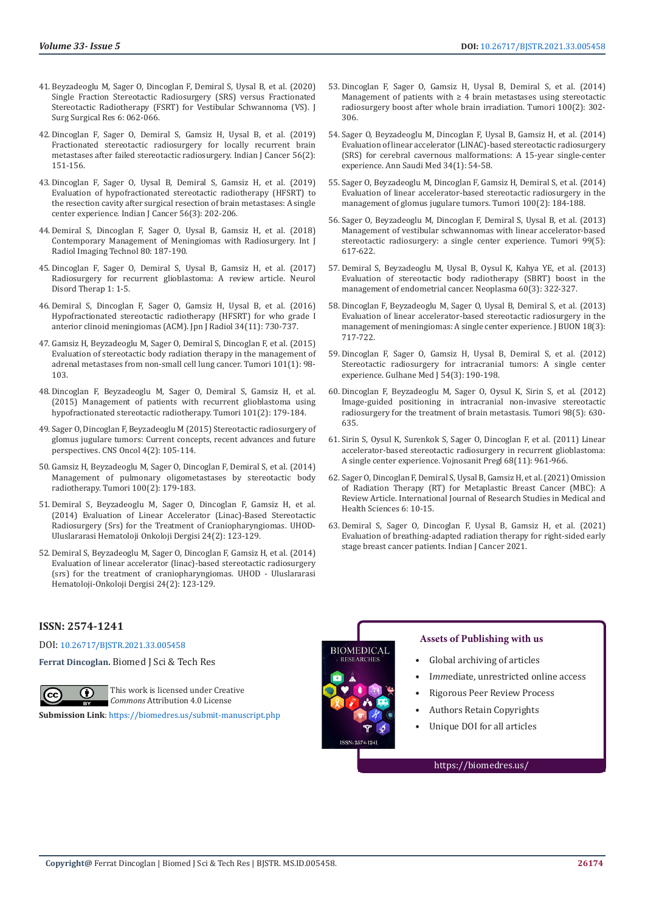41. Beyzadeoglu M, Sager O, Dincoglan F, Demiral S, Uysal B, et al. (2020) Single Fraction Stereotactic Radiosurgery (SRS) versus Fractionated Stereotactic Radiotherapy (FSRT) for Vestibular Schwannoma (VS). J Surg Surgical Res 6: 062-066.
42. Dincoglan F, Sager O, Demiral S, Gamsiz H, Uysal B, et al. (2019) Fractionated stereotactic radiosurgery for locally recurrent brain metastases after failed stereotactic radiosurgery. Indian J Cancer 56(2): 151-156.
43. Dincoglan F, Sager O, Uysal B, Demiral S, Gamsiz H, et al. (2019) Evaluation of hypofractionated stereotactic radiotherapy (HFSRT) to the resection cavity after surgical resection of brain metastases: A single center experience. Indian J Cancer 56(3): 202-206.
44. Demiral S, Dincoglan F, Sager O, Uysal B, Gamsiz H, et al. (2018) Contemporary Management of Meningiomas with Radiosurgery. Int J Radiol Imaging Technol 80: 187-190.
45. Dincoglan F, Sager O, Demiral S, Uysal B, Gamsiz H, et al. (2017) Radiosurgery for recurrent glioblastoma: A review article. Neurol Disord Therap 1: 1-5.
46. Demiral S, Dincoglan F, Sager O, Gamsiz H, Uysal B, et al. (2016) Hypofractionated stereotactic radiotherapy (HFSRT) for who grade I anterior clinoid meningiomas (ACM). Jpn J Radiol 34(11): 730-737.
47. Gamsiz H, Beyzadeoglu M, Sager O, Demiral S, Dincoglan F, et al. (2015) Evaluation of stereotactic body radiation therapy in the management of adrenal metastases from non-small cell lung cancer. Tumori 101(1): 98-103.
48. Dincoglan F, Beyzadeoglu M, Sager O, Demiral S, Gamsiz H, et al. (2015) Management of patients with recurrent glioblastoma using hypofractionated stereotactic radiotherapy. Tumori 101(2): 179-184.
49. Sager O, Dincoglan F, Beyzadeoglu M (2015) Stereotactic radiosurgery of glomus jugulare tumors: Current concepts, recent advances and future perspectives. CNS Oncol 4(2): 105-114.
50. Gamsiz H, Beyzadeoglu M, Sager O, Dincoglan F, Demiral S, et al. (2014) Management of pulmonary oligometastases by stereotactic body radiotherapy. Tumori 100(2): 179-183.
51. Demiral S, Beyzadeoglu M, Sager O, Dincoglan F, Gamsiz H, et al. (2014) Evaluation of Linear Accelerator (Linac)-Based Stereotactic Radiosurgery (Srs) for the Treatment of Craniopharyngiomas. UHOD-Uluslararasi Hematoloji Onkoloji Dergisi 24(2): 123-129.
52. Demiral S, Beyzadeoglu M, Sager O, Dincoglan F, Gamsiz H, et al. (2014) Evaluation of linear accelerator (linac)-based stereotactic radiosurgery (srs) for the treatment of craniopharyngiomas. UHOD - Uluslararasi Hematoloji-Onkoloji Dergisi 24(2): 123-129.
53. Dincoglan F, Sager O, Gamsiz H, Uysal B, Demiral S, et al. (2014) Management of patients with ≥ 4 brain metastases using stereotactic radiosurgery boost after whole brain irradiation. Tumori 100(2): 302-306.
54. Sager O, Beyzadeoglu M, Dincoglan F, Uysal B, Gamsiz H, et al. (2014) Evaluation of linear accelerator (LINAC)-based stereotactic radiosurgery (SRS) for cerebral cavernous malformations: A 15-year single-center experience. Ann Saudi Med 34(1): 54-58.
55. Sager O, Beyzadeoglu M, Dincoglan F, Gamsiz H, Demiral S, et al. (2014) Evaluation of linear accelerator-based stereotactic radiosurgery in the management of glomus jugulare tumors. Tumori 100(2): 184-188.
56. Sager O, Beyzadeoglu M, Dincoglan F, Demiral S, Uysal B, et al. (2013) Management of vestibular schwannomas with linear accelerator-based stereotactic radiosurgery: a single center experience. Tumori 99(5): 617-622.
57. Demiral S, Beyzadeoglu M, Uysal B, Oysul K, Kahya YE, et al. (2013) Evaluation of stereotactic body radiotherapy (SBRT) boost in the management of endometrial cancer. Neoplasma 60(3): 322-327.
58. Dincoglan F, Beyzadeoglu M, Sager O, Uysal B, Demiral S, et al. (2013) Evaluation of linear accelerator-based stereotactic radiosurgery in the management of meningiomas: A single center experience. J BUON 18(3): 717-722.
59. Dincoglan F, Sager O, Gamsiz H, Uysal B, Demiral S, et al. (2012) Stereotactic radiosurgery for intracranial tumors: A single center experience. Gulhane Med J 54(3): 190-198.
60. Dincoglan F, Beyzadeoglu M, Sager O, Oysul K, Sirin S, et al. (2012) Image-guided positioning in intracranial non-invasive stereotactic radiosurgery for the treatment of brain metastasis. Tumori 98(5): 630-635.
61. Sirin S, Oysul K, Surenkok S, Sager O, Dincoglan F, et al. (2011) Linear accelerator-based stereotactic radiosurgery in recurrent glioblastoma: A single center experience. Vojnosanit Pregl 68(11): 961-966.
62. Sager O, Dincoglan F, Demiral S, Uysal B, Gamsiz H, et al. (2021) Omission of Radiation Therapy (RT) for Metaplastic Breast Cancer (MBC): A Review Article. International Journal of Research Studies in Medical and Health Sciences 6: 10-15.
63. Demiral S, Sager O, Dincoglan F, Uysal B, Gamsiz H, et al. (2021) Evaluation of breathing-adapted radiation therapy for right-sided early stage breast cancer patients. Indian J Cancer 2021.

**ISSN: 2574-1241**

DOI: 10.26717/BJSTR.2021.33.005458

**Ferrat Dincoglan.** Biomed J Sci & Tech Res

This work is licensed under Creative *Commons* Attribution 4.0 License

**Submission Link**: https://biomedres.us/submit-manuscript.php

**Assets of Publishing with us**

- Global archiving of articles
- Immediate, unrestricted online access
- Rigorous Peer Review Process
- Authors Retain Copyrights
- Unique DOI for all articles

https://biomedres.us/